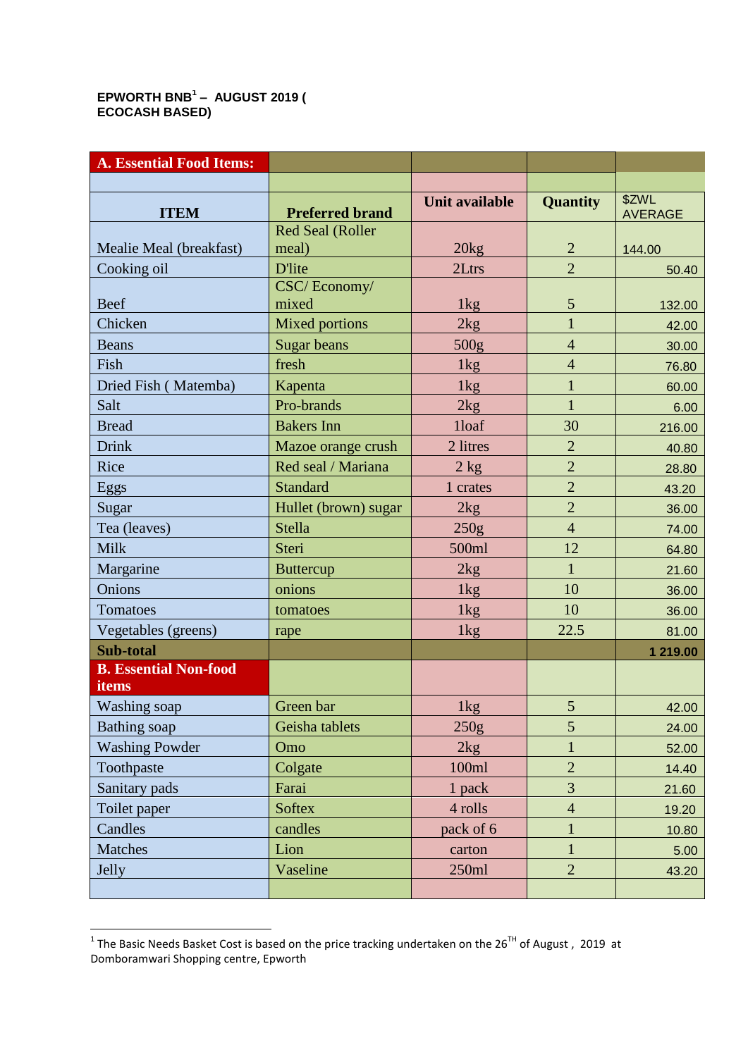**EPWORTH BNB[1] – AUGUST 2019 ( ECOCASH BASED)**

| A. Essential Food Items: | | | | |
|---|---|---|---|---|
| | | | | |
| **ITEM** | **Preferred brand** | **Unit available** | **Quantity** | $ZWL AVERAGE |
| Mealie Meal (breakfast) | Red Seal (Roller meal) | 20kg | 2 | 144.00 |
| Cooking oil | D'lite | 2Ltrs | 2 | 50.40 |
| Beef | CSC/ Economy/ mixed | 1kg | 5 | 132.00 |
| Chicken | Mixed portions | 2kg | 1 | 42.00 |
| Beans | Sugar beans | 500g | 4 | 30.00 |
| Fish | fresh | 1kg | 4 | 76.80 |
| Dried Fish ( Matemba) | Kapenta | 1kg | 1 | 60.00 |
| Salt | Pro-brands | 2kg | 1 | 6.00 |
| Bread | Bakers Inn | 1loaf | 30 | 216.00 |
| Drink | Mazoe orange crush | 2 litres | 2 | 40.80 |
| Rice | Red seal / Mariana | 2 kg | 2 | 28.80 |
| Eggs | Standard | 1 crates | 2 | 43.20 |
| Sugar | Hullet (brown) sugar | 2kg | 2 | 36.00 |
| Tea (leaves) | Stella | 250g | 4 | 74.00 |
| Milk | Steri | 500ml | 12 | 64.80 |
| Margarine | Buttercup | 2kg | 1 | 21.60 |
| Onions | onions | 1kg | 10 | 36.00 |
| Tomatoes | tomatoes | 1kg | 10 | 36.00 |
| Vegetables (greens) | rape | 1kg | 22.5 | 81.00 |
| **Sub-total** | | | | **1 219.00** |
| **B. Essential Non-food items** | | | | |
| Washing soap | Green bar | 1kg | 5 | 42.00 |
| Bathing soap | Geisha tablets | 250g | 5 | 24.00 |
| Washing Powder | Omo | 2kg | 1 | 52.00 |
| Toothpaste | Colgate | 100ml | 2 | 14.40 |
| Sanitary pads | Farai | 1 pack | 3 | 21.60 |
| Toilet paper | Softex | 4 rolls | 4 | 19.20 |
| Candles | candles | pack of 6 | 1 | 10.80 |
| Matches | Lion | carton | 1 | 5.00 |
| Jelly | Vaseline | 250ml | 2 | 43.20 |
| | | | | |

[1] The Basic Needs Basket Cost is based on the price tracking undertaken on the 26[TH] of August , 2019 at Domboramwari Shopping centre, Epworth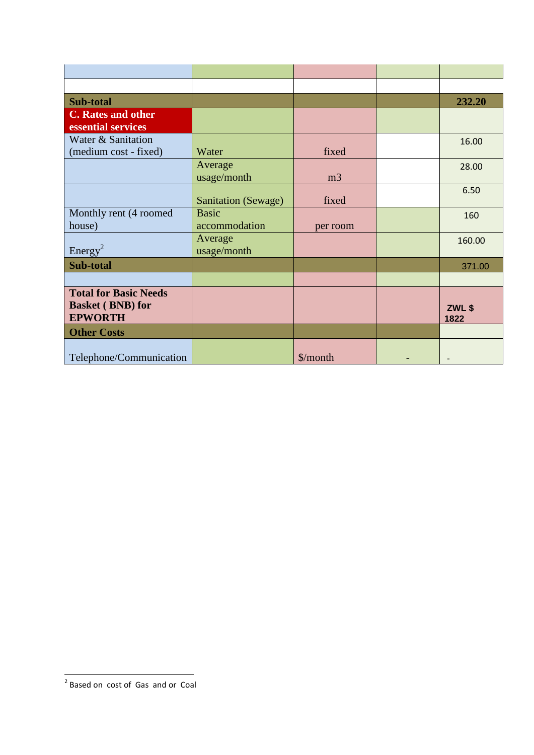| | | | | |
|---|---|---|---|---|
| | | | | |
| | | | | |
| **Sub-total** | | | | **232.20** |
| **C. Rates and other essential services** | | | | |
| Water & Sanitation (medium cost - fixed) | Water | fixed | | 16.00 |
| | Average usage/month | m3 | | 28.00 |
| | Sanitation (Sewage) | fixed | | 6.50 |
| Monthly rent (4 roomed house) | Basic accommodation | per room | | 160 |
| Energy[2] | Average usage/month | | | 160.00 |
| **Sub-total** | | | | 371.00 |
| | | | | |
| **Total for Basic Needs Basket ( BNB) for EPWORTH** | | | | **ZWL $ 1822** |
| **Other Costs** | | | | |
| Telephone/Communication | | $/month | - | - |

[2] Based on cost of Gas and or Coal